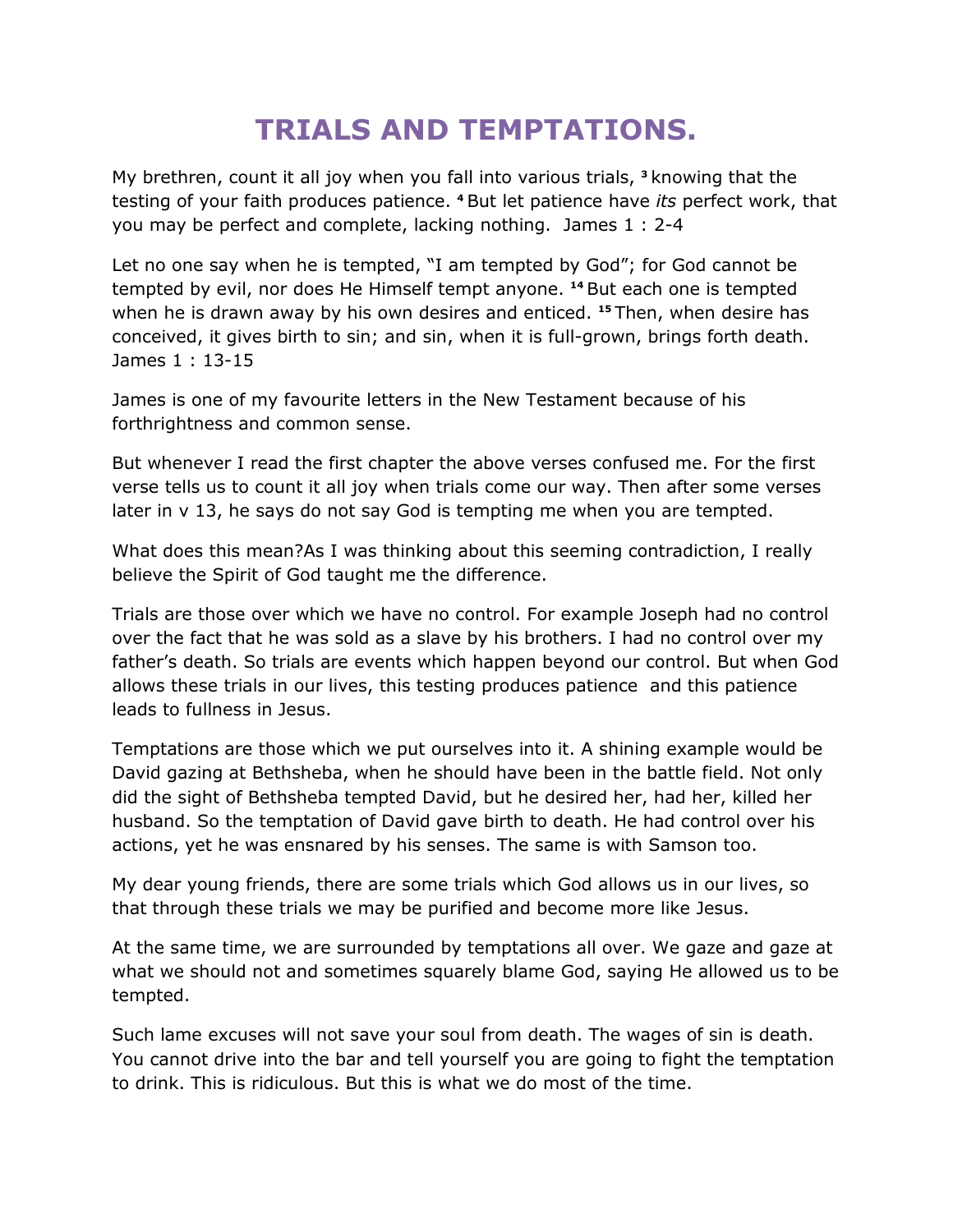# TRIALS AND TEMPTATIONS.

My brethren, count it all joy when you fall into various trials, [3] knowing that the testing of your faith produces patience. [4] But let patience have *its* perfect work, that you may be perfect and complete, lacking nothing. James 1 : 2-4

Let no one say when he is tempted, "I am tempted by God"; for God cannot be tempted by evil, nor does He Himself tempt anyone. [14] But each one is tempted when he is drawn away by his own desires and enticed. [15] Then, when desire has conceived, it gives birth to sin; and sin, when it is full-grown, brings forth death. James 1 : 13-15

James is one of my favourite letters in the New Testament because of his forthrightness and common sense.

But whenever I read the first chapter the above verses confused me. For the first verse tells us to count it all joy when trials come our way. Then after some verses later in v 13, he says do not say God is tempting me when you are tempted.

What does this mean?As I was thinking about this seeming contradiction, I really believe the Spirit of God taught me the difference.

Trials are those over which we have no control. For example Joseph had no control over the fact that he was sold as a slave by his brothers. I had no control over my father's death. So trials are events which happen beyond our control. But when God allows these trials in our lives, this testing produces patience and this patience leads to fullness in Jesus.

Temptations are those which we put ourselves into it. A shining example would be David gazing at Bethsheba, when he should have been in the battle field. Not only did the sight of Bethsheba tempted David, but he desired her, had her, killed her husband. So the temptation of David gave birth to death. He had control over his actions, yet he was ensnared by his senses. The same is with Samson too.

My dear young friends, there are some trials which God allows us in our lives, so that through these trials we may be purified and become more like Jesus.

At the same time, we are surrounded by temptations all over. We gaze and gaze at what we should not and sometimes squarely blame God, saying He allowed us to be tempted.

Such lame excuses will not save your soul from death. The wages of sin is death. You cannot drive into the bar and tell yourself you are going to fight the temptation to drink. This is ridiculous. But this is what we do most of the time.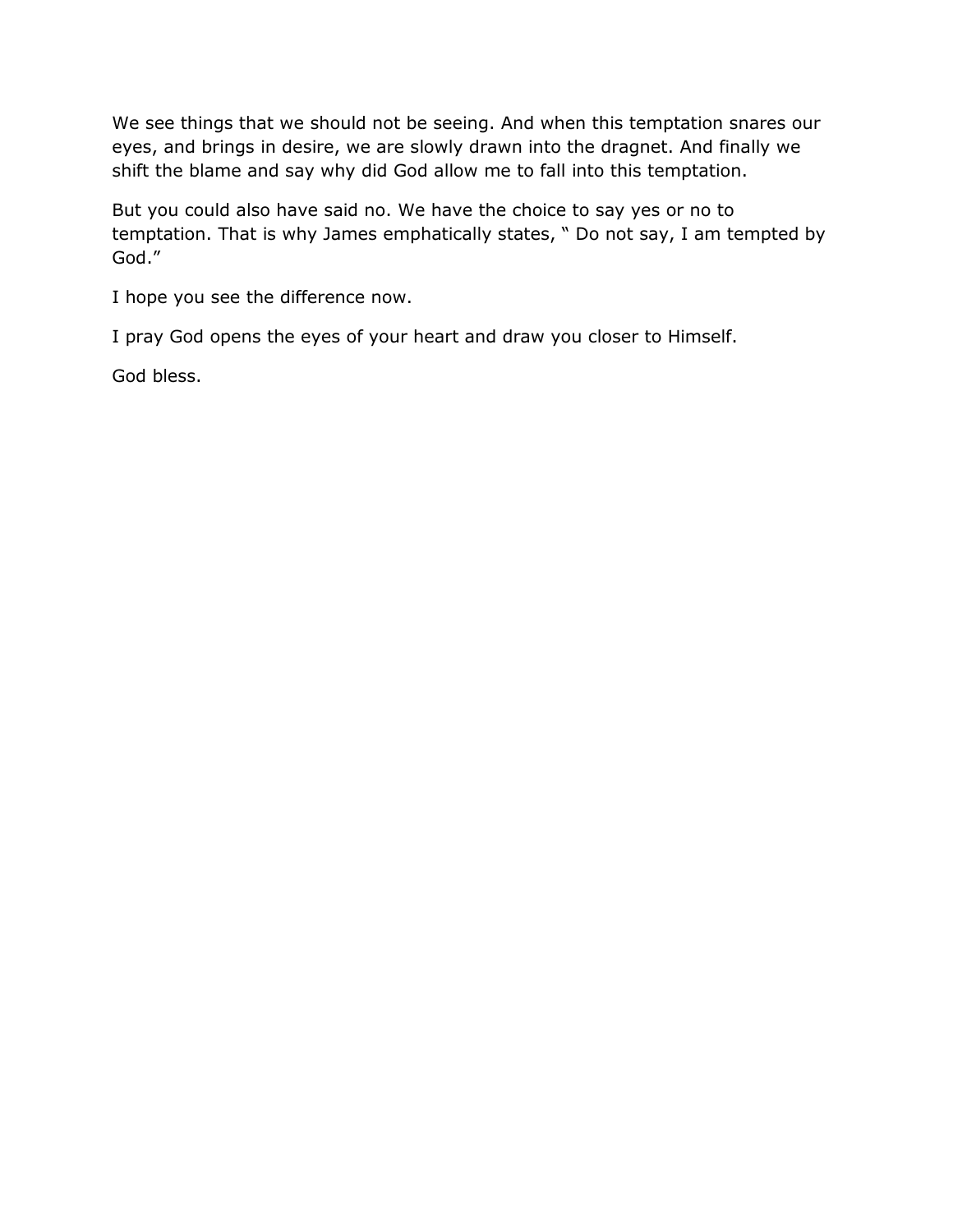We see things that we should not be seeing. And when this temptation snares our eyes, and brings in desire, we are slowly drawn into the dragnet. And finally we shift the blame and say why did God allow me to fall into this temptation.

But you could also have said no. We have the choice to say yes or no to temptation. That is why James emphatically states, " Do not say, I am tempted by God."

I hope you see the difference now.

I pray God opens the eyes of your heart and draw you closer to Himself.

God bless.